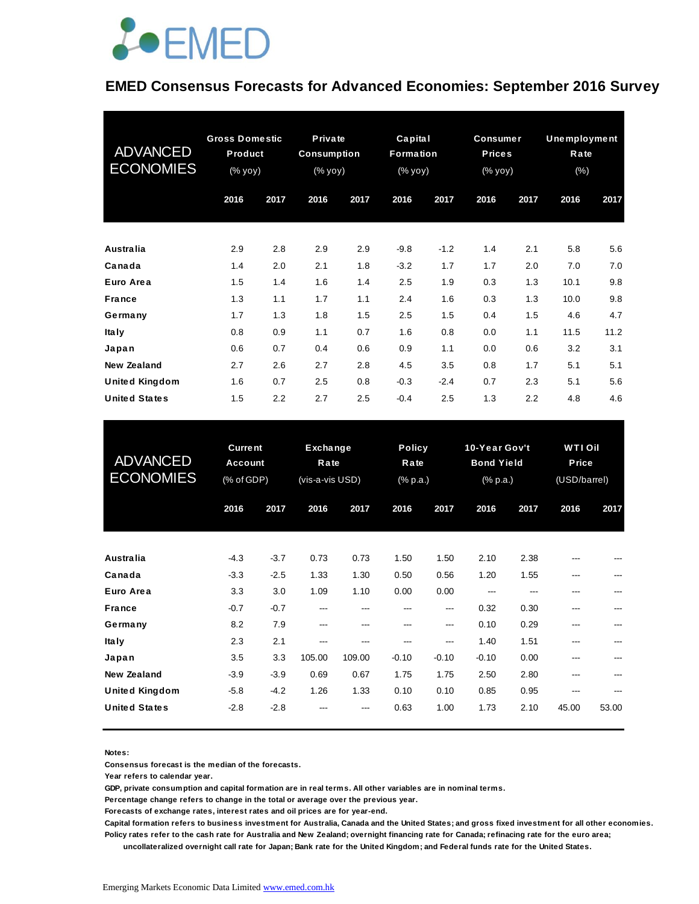EMED

# EMED Consensus Forecasts for Advanced Economies: September 2016 Survey

| ADVANCED ECONOMIES | Gross Domestic Product (% yoy) | | Private Consumption (% yoy) | | Capital Formation (% yoy) | | Consumer Prices (% yoy) | | Unemployment Rate (%) | |
|---|---|---|---|---|---|---|---|---|---|---|
| | 2016 | 2017 | 2016 | 2017 | 2016 | 2017 | 2016 | 2017 | 2016 | 2017 |
| **Australia** | 2.9 | 2.8 | 2.9 | 2.9 | -9.8 | -1.2 | 1.4 | 2.1 | 5.8 | 5.6 |
| **Canada** | 1.4 | 2.0 | 2.1 | 1.8 | -3.2 | 1.7 | 1.7 | 2.0 | 7.0 | 7.0 |
| **Euro Area** | 1.5 | 1.4 | 1.6 | 1.4 | 2.5 | 1.9 | 0.3 | 1.3 | 10.1 | 9.8 |
| **France** | 1.3 | 1.1 | 1.7 | 1.1 | 2.4 | 1.6 | 0.3 | 1.3 | 10.0 | 9.8 |
| **Germany** | 1.7 | 1.3 | 1.8 | 1.5 | 2.5 | 1.5 | 0.4 | 1.5 | 4.6 | 4.7 |
| **Italy** | 0.8 | 0.9 | 1.1 | 0.7 | 1.6 | 0.8 | 0.0 | 1.1 | 11.5 | 11.2 |
| **Japan** | 0.6 | 0.7 | 0.4 | 0.6 | 0.9 | 1.1 | 0.0 | 0.6 | 3.2 | 3.1 |
| **New Zealand** | 2.7 | 2.6 | 2.7 | 2.8 | 4.5 | 3.5 | 0.8 | 1.7 | 5.1 | 5.1 |
| **United Kingdom** | 1.6 | 0.7 | 2.5 | 0.8 | -0.3 | -2.4 | 0.7 | 2.3 | 5.1 | 5.6 |
| **United States** | 1.5 | 2.2 | 2.7 | 2.5 | -0.4 | 2.5 | 1.3 | 2.2 | 4.8 | 4.6 |

| ADVANCED ECONOMIES | Current Account (% of GDP) | | Exchange Rate (vis-a-vis USD) | | Policy Rate (% p.a.) | | 10-Year Gov't Bond Yield (% p.a.) | | WTI Oil Price (USD/barrel) | |
|---|---|---|---|---|---|---|---|---|---|---|
| | 2016 | 2017 | 2016 | 2017 | 2016 | 2017 | 2016 | 2017 | 2016 | 2017 |
| **Australia** | -4.3 | -3.7 | 0.73 | 0.73 | 1.50 | 1.50 | 2.10 | 2.38 | --- | --- |
| **Canada** | -3.3 | -2.5 | 1.33 | 1.30 | 0.50 | 0.56 | 1.20 | 1.55 | --- | --- |
| **Euro Area** | 3.3 | 3.0 | 1.09 | 1.10 | 0.00 | 0.00 | --- | --- | --- | --- |
| **France** | -0.7 | -0.7 | --- | --- | --- | --- | 0.32 | 0.30 | --- | --- |
| **Germany** | 8.2 | 7.9 | --- | --- | --- | --- | 0.10 | 0.29 | --- | --- |
| **Italy** | 2.3 | 2.1 | --- | --- | --- | --- | 1.40 | 1.51 | --- | --- |
| **Japan** | 3.5 | 3.3 | 105.00 | 109.00 | -0.10 | -0.10 | -0.10 | 0.00 | --- | --- |
| **New Zealand** | -3.9 | -3.9 | 0.69 | 0.67 | 1.75 | 1.75 | 2.50 | 2.80 | --- | --- |
| **United Kingdom** | -5.8 | -4.2 | 1.26 | 1.33 | 0.10 | 0.10 | 0.85 | 0.95 | --- | --- |
| **United States** | -2.8 | -2.8 | --- | --- | 0.63 | 1.00 | 1.73 | 2.10 | 45.00 | 53.00 |

**Notes:**

**Consensus forecast is the median of the forecasts.**

**Year refers to calendar year.**

**GDP, private consumption and capital formation are in real terms. All other variables are in nominal terms.**

**Percentage change refers to change in the total or average over the previous year.**

**Forecasts of exchange rates, interest rates and oil prices are for year-end.**

**Capital formation refers to business investment for Australia, Canada and the United States; and gross fixed investment for all other economies.**

**Policy rates refer to the cash rate for Australia and New Zealand; overnight financing rate for Canada; refinacing rate for the euro area; uncollateralized overnight call rate for Japan; Bank rate for the United Kingdom; and Federal funds rate for the United States.**

Emerging Markets Economic Data Limited www.emed.com.hk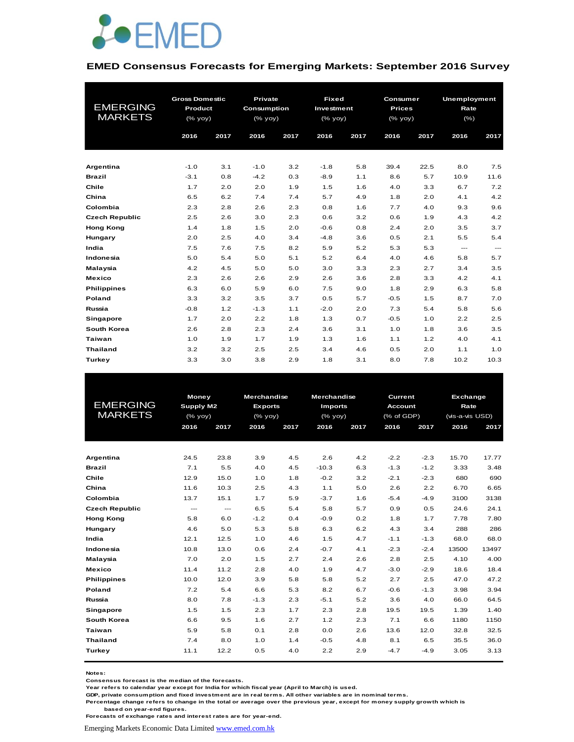EMED

## EMED Consensus Forecasts for Emerging Markets: September 2016 Survey

| EMERGING MARKETS | Gross Domestic Product (% yoy) | | Private Consumption (% yoy) | | Fixed Investment (% yoy) | | Consumer Prices (% yoy) | | Unemployment Rate (%) | |
|---|---|---|---|---|---|---|---|---|---|---|
| | 2016 | 2017 | 2016 | 2017 | 2016 | 2017 | 2016 | 2017 | 2016 | 2017 |
| Argentina | -1.0 | 3.1 | -1.0 | 3.2 | -1.8 | 5.8 | 39.4 | 22.5 | 8.0 | 7.5 |
| Brazil | -3.1 | 0.8 | -4.2 | 0.3 | -8.9 | 1.1 | 8.6 | 5.7 | 10.9 | 11.6 |
| Chile | 1.7 | 2.0 | 2.0 | 1.9 | 1.5 | 1.6 | 4.0 | 3.3 | 6.7 | 7.2 |
| China | 6.5 | 6.2 | 7.4 | 7.4 | 5.7 | 4.9 | 1.8 | 2.0 | 4.1 | 4.2 |
| Colombia | 2.3 | 2.8 | 2.6 | 2.3 | 0.8 | 1.6 | 7.7 | 4.0 | 9.3 | 9.6 |
| Czech Republic | 2.5 | 2.6 | 3.0 | 2.3 | 0.6 | 3.2 | 0.6 | 1.9 | 4.3 | 4.2 |
| Hong Kong | 1.4 | 1.8 | 1.5 | 2.0 | -0.6 | 0.8 | 2.4 | 2.0 | 3.5 | 3.7 |
| Hungary | 2.0 | 2.5 | 4.0 | 3.4 | -4.8 | 3.6 | 0.5 | 2.1 | 5.5 | 5.4 |
| India | 7.5 | 7.6 | 7.5 | 8.2 | 5.9 | 5.2 | 5.3 | 5.3 | --- | --- |
| Indonesia | 5.0 | 5.4 | 5.0 | 5.1 | 5.2 | 6.4 | 4.0 | 4.6 | 5.8 | 5.7 |
| Malaysia | 4.2 | 4.5 | 5.0 | 5.0 | 3.0 | 3.3 | 2.3 | 2.7 | 3.4 | 3.5 |
| Mexico | 2.3 | 2.6 | 2.6 | 2.9 | 2.6 | 3.6 | 2.8 | 3.3 | 4.2 | 4.1 |
| Philippines | 6.3 | 6.0 | 5.9 | 6.0 | 7.5 | 9.0 | 1.8 | 2.9 | 6.3 | 5.8 |
| Poland | 3.3 | 3.2 | 3.5 | 3.7 | 0.5 | 5.7 | -0.5 | 1.5 | 8.7 | 7.0 |
| Russia | -0.8 | 1.2 | -1.3 | 1.1 | -2.0 | 2.0 | 7.3 | 5.4 | 5.8 | 5.6 |
| Singapore | 1.7 | 2.0 | 2.2 | 1.8 | 1.3 | 0.7 | -0.5 | 1.0 | 2.2 | 2.5 |
| South Korea | 2.6 | 2.8 | 2.3 | 2.4 | 3.6 | 3.1 | 1.0 | 1.8 | 3.6 | 3.5 |
| Taiwan | 1.0 | 1.9 | 1.7 | 1.9 | 1.3 | 1.6 | 1.1 | 1.2 | 4.0 | 4.1 |
| Thailand | 3.2 | 3.2 | 2.5 | 2.5 | 3.4 | 4.6 | 0.5 | 2.0 | 1.1 | 1.0 |
| Turkey | 3.3 | 3.0 | 3.8 | 2.9 | 1.8 | 3.1 | 8.0 | 7.8 | 10.2 | 10.3 |

| EMERGING MARKETS | Money Supply M2 (% yoy) | | Merchandise Exports (% yoy) | | Merchandise Imports (% yoy) | | Current Account (% of GDP) | | Exchange Rate (vis-a-vis USD) | |
|---|---|---|---|---|---|---|---|---|---|---|
| | 2016 | 2017 | 2016 | 2017 | 2016 | 2017 | 2016 | 2017 | 2016 | 2017 |
| Argentina | 24.5 | 23.8 | 3.9 | 4.5 | 2.6 | 4.2 | -2.2 | -2.3 | 15.70 | 17.77 |
| Brazil | 7.1 | 5.5 | 4.0 | 4.5 | -10.3 | 6.3 | -1.3 | -1.2 | 3.33 | 3.48 |
| Chile | 12.9 | 15.0 | 1.0 | 1.8 | -0.2 | 3.2 | -2.1 | -2.3 | 680 | 690 |
| China | 11.6 | 10.3 | 2.5 | 4.3 | 1.1 | 5.0 | 2.6 | 2.2 | 6.70 | 6.65 |
| Colombia | 13.7 | 15.1 | 1.7 | 5.9 | -3.7 | 1.6 | -5.4 | -4.9 | 3100 | 3138 |
| Czech Republic | --- | --- | 6.5 | 5.4 | 5.8 | 5.7 | 0.9 | 0.5 | 24.6 | 24.1 |
| Hong Kong | 5.8 | 6.0 | -1.2 | 0.4 | -0.9 | 0.2 | 1.8 | 1.7 | 7.78 | 7.80 |
| Hungary | 4.6 | 5.0 | 5.3 | 5.8 | 6.3 | 6.2 | 4.3 | 3.4 | 288 | 286 |
| India | 12.1 | 12.5 | 1.0 | 4.6 | 1.5 | 4.7 | -1.1 | -1.3 | 68.0 | 68.0 |
| Indonesia | 10.8 | 13.0 | 0.6 | 2.4 | -0.7 | 4.1 | -2.3 | -2.4 | 13500 | 13497 |
| Malaysia | 7.0 | 2.0 | 1.5 | 2.7 | 2.4 | 2.6 | 2.8 | 2.5 | 4.10 | 4.00 |
| Mexico | 11.4 | 11.2 | 2.8 | 4.0 | 1.9 | 4.7 | -3.0 | -2.9 | 18.6 | 18.4 |
| Philippines | 10.0 | 12.0 | 3.9 | 5.8 | 5.8 | 5.2 | 2.7 | 2.5 | 47.0 | 47.2 |
| Poland | 7.2 | 5.4 | 6.6 | 5.3 | 8.2 | 6.7 | -0.6 | -1.3 | 3.98 | 3.94 |
| Russia | 8.0 | 7.8 | -1.3 | 2.3 | -5.1 | 5.2 | 3.6 | 4.0 | 66.0 | 64.5 |
| Singapore | 1.5 | 1.5 | 2.3 | 1.7 | 2.3 | 2.8 | 19.5 | 19.5 | 1.39 | 1.40 |
| South Korea | 6.6 | 9.5 | 1.6 | 2.7 | 1.2 | 2.3 | 7.1 | 6.6 | 1180 | 1150 |
| Taiwan | 5.9 | 5.8 | 0.1 | 2.8 | 0.0 | 2.6 | 13.6 | 12.0 | 32.8 | 32.5 |
| Thailand | 7.4 | 8.0 | 1.0 | 1.4 | -0.5 | 4.8 | 8.1 | 6.5 | 35.5 | 36.0 |
| Turkey | 11.1 | 12.2 | 0.5 | 4.0 | 2.2 | 2.9 | -4.7 | -4.9 | 3.05 | 3.13 |

**Notes:**
Consensus forecast is the median of the forecasts.
Year refers to calendar year except for India for which fiscal year (April to March) is used.
GDP, private consumption and fixed investment are in real terms. All other variables are in nominal terms.
Percentage change refers to change in the total or average over the previous year, except for money supply growth which is based on year-end figures.
Forecasts of exchange rates and interest rates are for year-end.

Emerging Markets Economic Data Limited www.emed.com.hk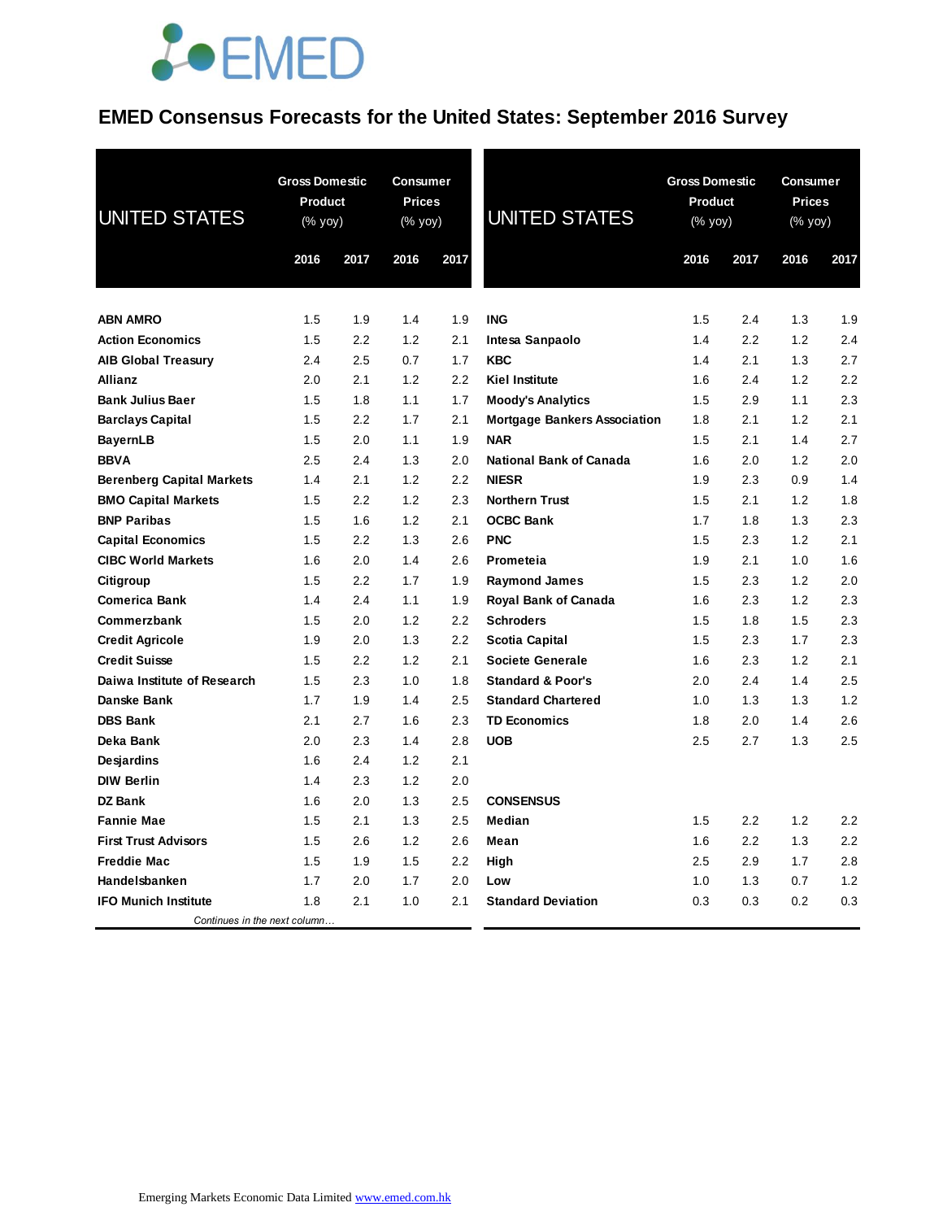# EMED Consensus Forecasts for the United States: September 2016 Survey

| UNITED STATES | Gross Domestic Product (% yoy) | | Consumer Prices (% yoy) | |
|---|---|---|---|---|
| | 2016 | 2017 | 2016 | 2017 |
| **ABN AMRO** | 1.5 | 1.9 | 1.4 | 1.9 |
| **Action Economics** | 1.5 | 2.2 | 1.2 | 2.1 |
| **AIB Global Treasury** | 2.4 | 2.5 | 0.7 | 1.7 |
| **Allianz** | 2.0 | 2.1 | 1.2 | 2.2 |
| **Bank Julius Baer** | 1.5 | 1.8 | 1.1 | 1.7 |
| **Barclays Capital** | 1.5 | 2.2 | 1.7 | 2.1 |
| **BayernLB** | 1.5 | 2.0 | 1.1 | 1.9 |
| **BBVA** | 2.5 | 2.4 | 1.3 | 2.0 |
| **Berenberg Capital Markets** | 1.4 | 2.1 | 1.2 | 2.2 |
| **BMO Capital Markets** | 1.5 | 2.2 | 1.2 | 2.3 |
| **BNP Paribas** | 1.5 | 1.6 | 1.2 | 2.1 |
| **Capital Economics** | 1.5 | 2.2 | 1.3 | 2.6 |
| **CIBC World Markets** | 1.6 | 2.0 | 1.4 | 2.6 |
| **Citigroup** | 1.5 | 2.2 | 1.7 | 1.9 |
| **Comerica Bank** | 1.4 | 2.4 | 1.1 | 1.9 |
| **Commerzbank** | 1.5 | 2.0 | 1.2 | 2.2 |
| **Credit Agricole** | 1.9 | 2.0 | 1.3 | 2.2 |
| **Credit Suisse** | 1.5 | 2.2 | 1.2 | 2.1 |
| **Daiwa Institute of Research** | 1.5 | 2.3 | 1.0 | 1.8 |
| **Danske Bank** | 1.7 | 1.9 | 1.4 | 2.5 |
| **DBS Bank** | 2.1 | 2.7 | 1.6 | 2.3 |
| **Deka Bank** | 2.0 | 2.3 | 1.4 | 2.8 |
| **Desjardins** | 1.6 | 2.4 | 1.2 | 2.1 |
| **DIW Berlin** | 1.4 | 2.3 | 1.2 | 2.0 |
| **DZ Bank** | 1.6 | 2.0 | 1.3 | 2.5 |
| **Fannie Mae** | 1.5 | 2.1 | 1.3 | 2.5 |
| **First Trust Advisors** | 1.5 | 2.6 | 1.2 | 2.6 |
| **Freddie Mac** | 1.5 | 1.9 | 1.5 | 2.2 |
| **Handelsbanken** | 1.7 | 2.0 | 1.7 | 2.0 |
| **IFO Munich Institute** | 1.8 | 2.1 | 1.0 | 2.1 |
| **ING** | 1.5 | 2.4 | 1.3 | 1.9 |
| **Intesa Sanpaolo** | 1.4 | 2.2 | 1.2 | 2.4 |
| **KBC** | 1.4 | 2.1 | 1.3 | 2.7 |
| **Kiel Institute** | 1.6 | 2.4 | 1.2 | 2.2 |
| **Moody's Analytics** | 1.5 | 2.9 | 1.1 | 2.3 |
| **Mortgage Bankers Association** | 1.8 | 2.1 | 1.2 | 2.1 |
| **NAR** | 1.5 | 2.1 | 1.4 | 2.7 |
| **National Bank of Canada** | 1.6 | 2.0 | 1.2 | 2.0 |
| **NIESR** | 1.9 | 2.3 | 0.9 | 1.4 |
| **Northern Trust** | 1.5 | 2.1 | 1.2 | 1.8 |
| **OCBC Bank** | 1.7 | 1.8 | 1.3 | 2.3 |
| **PNC** | 1.5 | 2.3 | 1.2 | 2.1 |
| **Prometeia** | 1.9 | 2.1 | 1.0 | 1.6 |
| **Raymond James** | 1.5 | 2.3 | 1.2 | 2.0 |
| **Royal Bank of Canada** | 1.6 | 2.3 | 1.2 | 2.3 |
| **Schroders** | 1.5 | 1.8 | 1.5 | 2.3 |
| **Scotia Capital** | 1.5 | 2.3 | 1.7 | 2.3 |
| **Societe Generale** | 1.6 | 2.3 | 1.2 | 2.1 |
| **Standard & Poor's** | 2.0 | 2.4 | 1.4 | 2.5 |
| **Standard Chartered** | 1.0 | 1.3 | 1.3 | 1.2 |
| **TD Economics** | 1.8 | 2.0 | 1.4 | 2.6 |
| **UOB** | 2.5 | 2.7 | 1.3 | 2.5 |
| **CONSENSUS** | | | | |
| **Median** | 1.5 | 2.2 | 1.2 | 2.2 |
| **Mean** | 1.6 | 2.2 | 1.3 | 2.2 |
| **High** | 2.5 | 2.9 | 1.7 | 2.8 |
| **Low** | 1.0 | 1.3 | 0.7 | 1.2 |
| **Standard Deviation** | 0.3 | 0.3 | 0.2 | 0.3 |

Emerging Markets Economic Data Limited www.emed.com.hk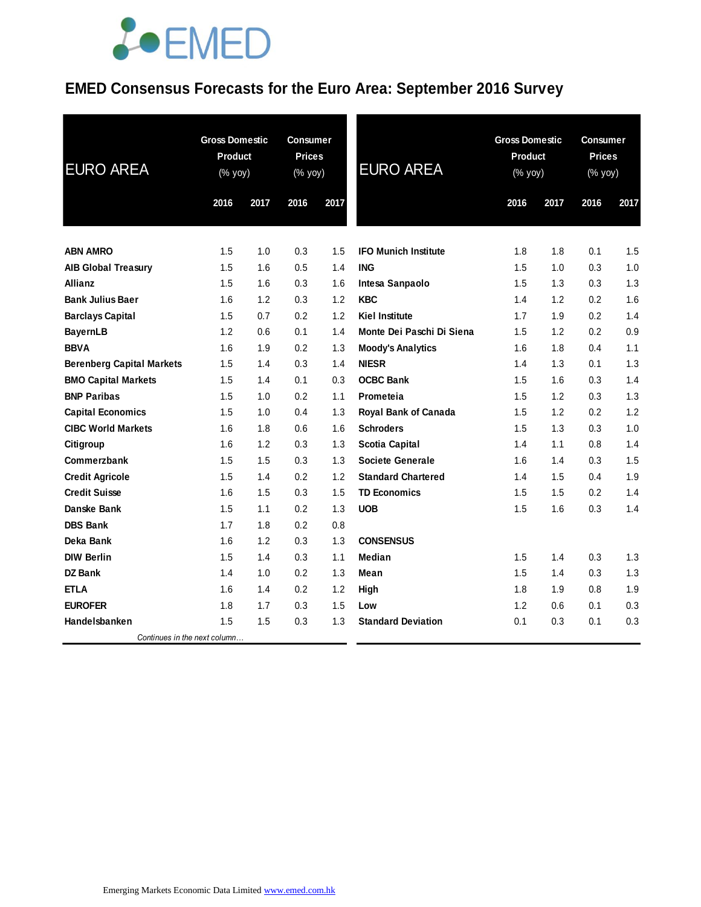# EMED Consensus Forecasts for the Euro Area: September 2016 Survey

| EURO AREA | Gross Domestic Product (% yoy) | | Consumer Prices (% yoy) | |
|---|---|---|---|---|
| | 2016 | 2017 | 2016 | 2017 |
| **ABN AMRO** | 1.5 | 1.0 | 0.3 | 1.5 |
| **AIB Global Treasury** | 1.5 | 1.6 | 0.5 | 1.4 |
| **Allianz** | 1.5 | 1.6 | 0.3 | 1.6 |
| **Bank Julius Baer** | 1.6 | 1.2 | 0.3 | 1.2 |
| **Barclays Capital** | 1.5 | 0.7 | 0.2 | 1.2 |
| **BayernLB** | 1.2 | 0.6 | 0.1 | 1.4 |
| **BBVA** | 1.6 | 1.9 | 0.2 | 1.3 |
| **Berenberg Capital Markets** | 1.5 | 1.4 | 0.3 | 1.4 |
| **BMO Capital Markets** | 1.5 | 1.4 | 0.1 | 0.3 |
| **BNP Paribas** | 1.5 | 1.0 | 0.2 | 1.1 |
| **Capital Economics** | 1.5 | 1.0 | 0.4 | 1.3 |
| **CIBC World Markets** | 1.6 | 1.8 | 0.6 | 1.6 |
| **Citigroup** | 1.6 | 1.2 | 0.3 | 1.3 |
| **Commerzbank** | 1.5 | 1.5 | 0.3 | 1.3 |
| **Credit Agricole** | 1.5 | 1.4 | 0.2 | 1.2 |
| **Credit Suisse** | 1.6 | 1.5 | 0.3 | 1.5 |
| **Danske Bank** | 1.5 | 1.1 | 0.2 | 1.3 |
| **DBS Bank** | 1.7 | 1.8 | 0.2 | 0.8 |
| **Deka Bank** | 1.6 | 1.2 | 0.3 | 1.3 |
| **DIW Berlin** | 1.5 | 1.4 | 0.3 | 1.1 |
| **DZ Bank** | 1.4 | 1.0 | 0.2 | 1.3 |
| **ETLA** | 1.6 | 1.4 | 0.2 | 1.2 |
| **EUROFER** | 1.8 | 1.7 | 0.3 | 1.5 |
| **Handelsbanken** | 1.5 | 1.5 | 0.3 | 1.3 |
| **IFO Munich Institute** | 1.8 | 1.8 | 0.1 | 1.5 |
| **ING** | 1.5 | 1.0 | 0.3 | 1.0 |
| **Intesa Sanpaolo** | 1.5 | 1.3 | 0.3 | 1.3 |
| **KBC** | 1.4 | 1.2 | 0.2 | 1.6 |
| **Kiel Institute** | 1.7 | 1.9 | 0.2 | 1.4 |
| **Monte Dei Paschi Di Siena** | 1.5 | 1.2 | 0.2 | 0.9 |
| **Moody's Analytics** | 1.6 | 1.8 | 0.4 | 1.1 |
| **NIESR** | 1.4 | 1.3 | 0.1 | 1.3 |
| **OCBC Bank** | 1.5 | 1.6 | 0.3 | 1.4 |
| **Prometeia** | 1.5 | 1.2 | 0.3 | 1.3 |
| **Royal Bank of Canada** | 1.5 | 1.2 | 0.2 | 1.2 |
| **Schroders** | 1.5 | 1.3 | 0.3 | 1.0 |
| **Scotia Capital** | 1.4 | 1.1 | 0.8 | 1.4 |
| **Societe Generale** | 1.6 | 1.4 | 0.3 | 1.5 |
| **Standard Chartered** | 1.4 | 1.5 | 0.4 | 1.9 |
| **TD Economics** | 1.5 | 1.5 | 0.2 | 1.4 |
| **UOB** | 1.5 | 1.6 | 0.3 | 1.4 |
| **CONSENSUS** | | | | |
| **Median** | 1.5 | 1.4 | 0.3 | 1.3 |
| **Mean** | 1.5 | 1.4 | 0.3 | 1.3 |
| **High** | 1.8 | 1.9 | 0.8 | 1.9 |
| **Low** | 1.2 | 0.6 | 0.1 | 0.3 |
| **Standard Deviation** | 0.1 | 0.3 | 0.1 | 0.3 |

Emerging Markets Economic Data Limited www.emed.com.hk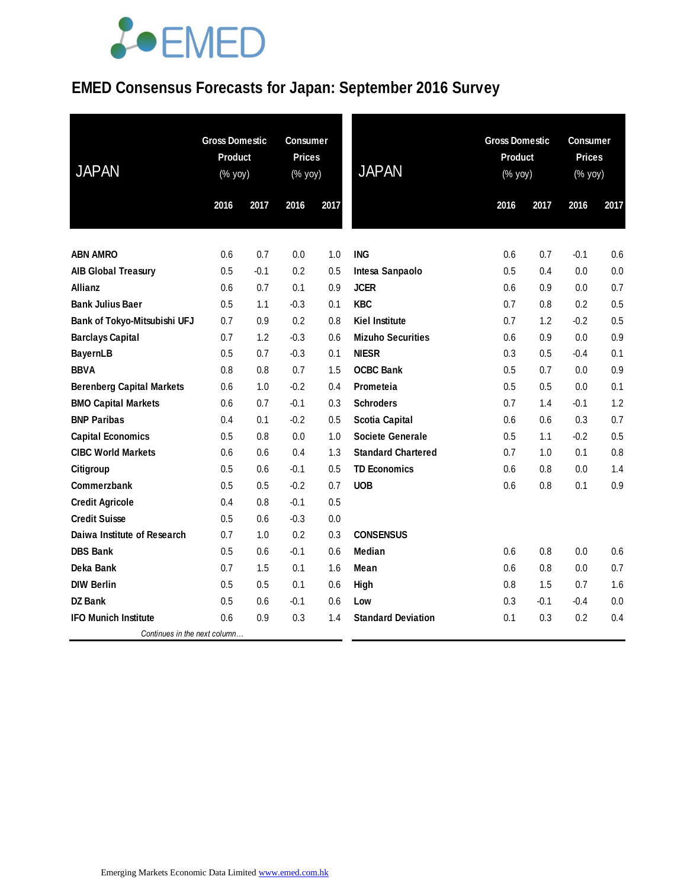# EMED Consensus Forecasts for Japan: September 2016 Survey

| JAPAN | Gross Domestic Product (% yoy) | | Consumer Prices (% yoy) | |
|---|---|---|---|---|
| | 2016 | 2017 | 2016 | 2017 |
| **ABN AMRO** | 0.6 | 0.7 | 0.0 | 1.0 |
| **AIB Global Treasury** | 0.5 | -0.1 | 0.2 | 0.5 |
| **Allianz** | 0.6 | 0.7 | 0.1 | 0.9 |
| **Bank Julius Baer** | 0.5 | 1.1 | -0.3 | 0.1 |
| **Bank of Tokyo-Mitsubishi UFJ** | 0.7 | 0.9 | 0.2 | 0.8 |
| **Barclays Capital** | 0.7 | 1.2 | -0.3 | 0.6 |
| **BayernLB** | 0.5 | 0.7 | -0.3 | 0.1 |
| **BBVA** | 0.8 | 0.8 | 0.7 | 1.5 |
| **Berenberg Capital Markets** | 0.6 | 1.0 | -0.2 | 0.4 |
| **BMO Capital Markets** | 0.6 | 0.7 | -0.1 | 0.3 |
| **BNP Paribas** | 0.4 | 0.1 | -0.2 | 0.5 |
| **Capital Economics** | 0.5 | 0.8 | 0.0 | 1.0 |
| **CIBC World Markets** | 0.6 | 0.6 | 0.4 | 1.3 |
| **Citigroup** | 0.5 | 0.6 | -0.1 | 0.5 |
| **Commerzbank** | 0.5 | 0.5 | -0.2 | 0.7 |
| **Credit Agricole** | 0.4 | 0.8 | -0.1 | 0.5 |
| **Credit Suisse** | 0.5 | 0.6 | -0.3 | 0.0 |
| **Daiwa Institute of Research** | 0.7 | 1.0 | 0.2 | 0.3 |
| **DBS Bank** | 0.5 | 0.6 | -0.1 | 0.6 |
| **Deka Bank** | 0.7 | 1.5 | 0.1 | 1.6 |
| **DIW Berlin** | 0.5 | 0.5 | 0.1 | 0.6 |
| **DZ Bank** | 0.5 | 0.6 | -0.1 | 0.6 |
| **IFO Munich Institute** | 0.6 | 0.9 | 0.3 | 1.4 |
| **ING** | 0.6 | 0.7 | -0.1 | 0.6 |
| **Intesa Sanpaolo** | 0.5 | 0.4 | 0.0 | 0.0 |
| **JCER** | 0.6 | 0.9 | 0.0 | 0.7 |
| **KBC** | 0.7 | 0.8 | 0.2 | 0.5 |
| **Kiel Institute** | 0.7 | 1.2 | -0.2 | 0.5 |
| **Mizuho Securities** | 0.6 | 0.9 | 0.0 | 0.9 |
| **NIESR** | 0.3 | 0.5 | -0.4 | 0.1 |
| **OCBC Bank** | 0.5 | 0.7 | 0.0 | 0.9 |
| **Prometeia** | 0.5 | 0.5 | 0.0 | 0.1 |
| **Schroders** | 0.7 | 1.4 | -0.1 | 1.2 |
| **Scotia Capital** | 0.6 | 0.6 | 0.3 | 0.7 |
| **Societe Generale** | 0.5 | 1.1 | -0.2 | 0.5 |
| **Standard Chartered** | 0.7 | 1.0 | 0.1 | 0.8 |
| **TD Economics** | 0.6 | 0.8 | 0.0 | 1.4 |
| **UOB** | 0.6 | 0.8 | 0.1 | 0.9 |
| **CONSENSUS** | | | | |
| **Median** | 0.6 | 0.8 | 0.0 | 0.6 |
| **Mean** | 0.6 | 0.8 | 0.0 | 0.7 |
| **High** | 0.8 | 1.5 | 0.7 | 1.6 |
| **Low** | 0.3 | -0.1 | -0.4 | 0.0 |
| **Standard Deviation** | 0.1 | 0.3 | 0.2 | 0.4 |

Emerging Markets Economic Data Limited www.emed.com.hk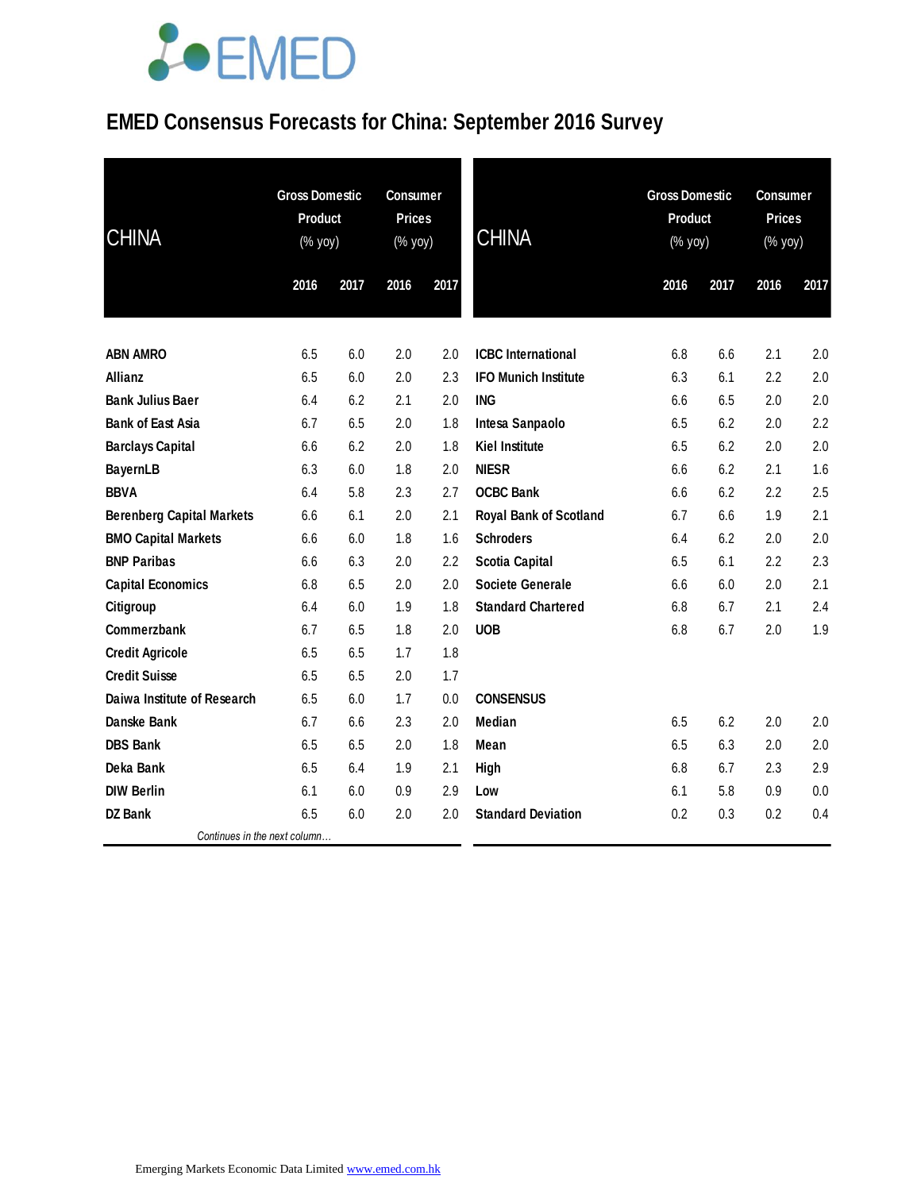# EMED Consensus Forecasts for China: September 2016 Survey

| CHINA | Gross Domestic Product (% yoy) | | Consumer Prices (% yoy) | |
|---|---|---|---|---|
| | 2016 | 2017 | 2016 | 2017 |
| ABN AMRO | 6.5 | 6.0 | 2.0 | 2.0 |
| Allianz | 6.5 | 6.0 | 2.0 | 2.3 |
| Bank Julius Baer | 6.4 | 6.2 | 2.1 | 2.0 |
| Bank of East Asia | 6.7 | 6.5 | 2.0 | 1.8 |
| Barclays Capital | 6.6 | 6.2 | 2.0 | 1.8 |
| BayernLB | 6.3 | 6.0 | 1.8 | 2.0 |
| BBVA | 6.4 | 5.8 | 2.3 | 2.7 |
| Berenberg Capital Markets | 6.6 | 6.1 | 2.0 | 2.1 |
| BMO Capital Markets | 6.6 | 6.0 | 1.8 | 1.6 |
| BNP Paribas | 6.6 | 6.3 | 2.0 | 2.2 |
| Capital Economics | 6.8 | 6.5 | 2.0 | 2.0 |
| Citigroup | 6.4 | 6.0 | 1.9 | 1.8 |
| Commerzbank | 6.7 | 6.5 | 1.8 | 2.0 |
| Credit Agricole | 6.5 | 6.5 | 1.7 | 1.8 |
| Credit Suisse | 6.5 | 6.5 | 2.0 | 1.7 |
| Daiwa Institute of Research | 6.5 | 6.0 | 1.7 | 0.0 |
| Danske Bank | 6.7 | 6.6 | 2.3 | 2.0 |
| DBS Bank | 6.5 | 6.5 | 2.0 | 1.8 |
| Deka Bank | 6.5 | 6.4 | 1.9 | 2.1 |
| DIW Berlin | 6.1 | 6.0 | 0.9 | 2.9 |
| DZ Bank | 6.5 | 6.0 | 2.0 | 2.0 |
| ICBC International | 6.8 | 6.6 | 2.1 | 2.0 |
| IFO Munich Institute | 6.3 | 6.1 | 2.2 | 2.0 |
| ING | 6.6 | 6.5 | 2.0 | 2.0 |
| Intesa Sanpaolo | 6.5 | 6.2 | 2.0 | 2.2 |
| Kiel Institute | 6.5 | 6.2 | 2.0 | 2.0 |
| NIESR | 6.6 | 6.2 | 2.1 | 1.6 |
| OCBC Bank | 6.6 | 6.2 | 2.2 | 2.5 |
| Royal Bank of Scotland | 6.7 | 6.6 | 1.9 | 2.1 |
| Schroders | 6.4 | 6.2 | 2.0 | 2.0 |
| Scotia Capital | 6.5 | 6.1 | 2.2 | 2.3 |
| Societe Generale | 6.6 | 6.0 | 2.0 | 2.1 |
| Standard Chartered | 6.8 | 6.7 | 2.1 | 2.4 |
| UOB | 6.8 | 6.7 | 2.0 | 1.9 |
| **CONSENSUS** | | | | |
| Median | 6.5 | 6.2 | 2.0 | 2.0 |
| Mean | 6.5 | 6.3 | 2.0 | 2.0 |
| High | 6.8 | 6.7 | 2.3 | 2.9 |
| Low | 6.1 | 5.8 | 0.9 | 0.0 |
| Standard Deviation | 0.2 | 0.3 | 0.2 | 0.4 |

Emerging Markets Economic Data Limited www.emed.com.hk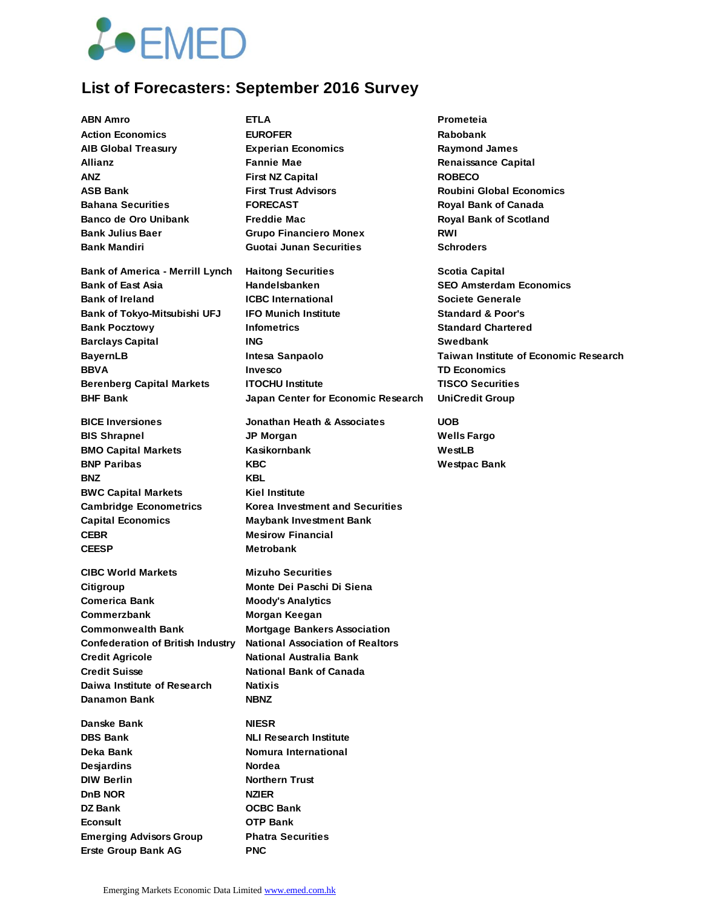EMED

# List of Forecasters: September 2016 Survey

**ABN Amro**
**Action Economics**
**AIB Global Treasury**
**Allianz**
**ANZ**
**ASB Bank**
**Bahana Securities**
**Banco de Oro Unibank**
**Bank Julius Baer**
**Bank Mandiri**

**Bank of America - Merrill Lynch**
**Bank of East Asia**
**Bank of Ireland**
**Bank of Tokyo-Mitsubishi UFJ**
**Bank Pocztowy**
**Barclays Capital**
**BayernLB**
**BBVA**
**Berenberg Capital Markets**
**BHF Bank**

**BICE Inversiones**
**BIS Shrapnel**
**BMO Capital Markets**
**BNP Paribas**
**BNZ**
**BWC Capital Markets**
**Cambridge Econometrics**
**Capital Economics**
**CEBR**
**CEESP**

**CIBC World Markets**
**Citigroup**
**Comerica Bank**
**Commerzbank**
**Commonwealth Bank**
**Confederation of British Industry**
**Credit Agricole**
**Credit Suisse**
**Daiwa Institute of Research**
**Danamon Bank**

**Danske Bank**
**DBS Bank**
**Deka Bank**
**Desjardins**
**DIW Berlin**
**DnB NOR**
**DZ Bank**
**Econsult**
**Emerging Advisors Group**
**Erste Group Bank AG**

**ETLA**
**EUROFER**
**Experian Economics**
**Fannie Mae**
**First NZ Capital**
**First Trust Advisors**
**FORECAST**
**Freddie Mac**
**Grupo Financiero Monex**
**Guotai Junan Securities**

**Haitong Securities**
**Handelsbanken**
**ICBC International**
**IFO Munich Institute**
**Infometrics**
**ING**
**Intesa Sanpaolo**
**Invesco**
**ITOCHU Institute**
**Japan Center for Economic Research**

**Jonathan Heath & Associates**
**JP Morgan**
**Kasikornbank**
**KBC**
**KBL**
**Kiel Institute**
**Korea Investment and Securities**
**Maybank Investment Bank**
**Mesirow Financial**
**Metrobank**

**Mizuho Securities**
**Monte Dei Paschi Di Siena**
**Moody's Analytics**
**Morgan Keegan**
**Mortgage Bankers Association**
**National Association of Realtors**
**National Australia Bank**
**National Bank of Canada**
**Natixis**
**NBNZ**

**NIESR**
**NLI Research Institute**
**Nomura International**
**Nordea**
**Northern Trust**
**NZIER**
**OCBC Bank**
**OTP Bank**
**Phatra Securities**
**PNC**

**Prometeia**
**Rabobank**
**Raymond James**
**Renaissance Capital**
**ROBECO**
**Roubini Global Economics**
**Royal Bank of Canada**
**Royal Bank of Scotland**
**RWI**
**Schroders**

**Scotia Capital**
**SEO Amsterdam Economics**
**Societe Generale**
**Standard & Poor's**
**Standard Chartered**
**Swedbank**
**Taiwan Institute of Economic Research**
**TD Economics**
**TISCO Securities**
**UniCredit Group**

**UOB**
**Wells Fargo**
**WestLB**
**Westpac Bank**

Emerging Markets Economic Data Limited www.emed.com.hk